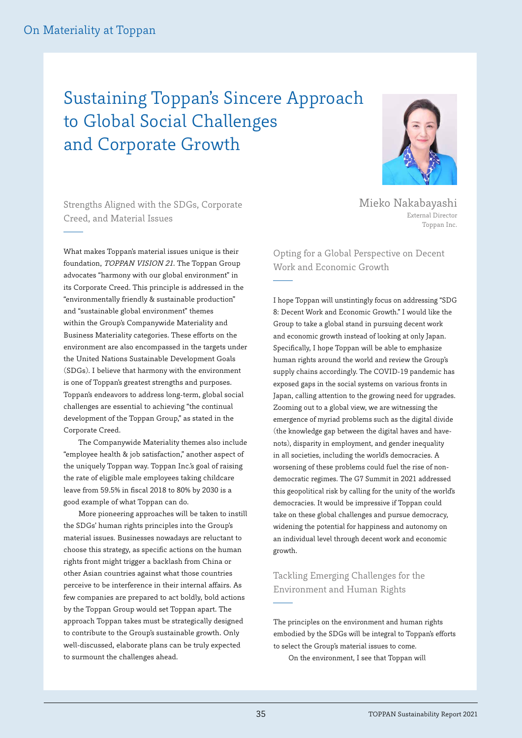On Materiality at Toppan

# Sustaining Toppan's Sincere Approach to Global Social Challenges and Corporate Growth

Mieko Nakabayashi
External Director
Toppan Inc.

## Strengths Aligned with the SDGs, Corporate Creed, and Material Issues

What makes Toppan's material issues unique is their foundation, *TOPPAN VISION 21*. The Toppan Group advocates "harmony with our global environment" in its Corporate Creed. This principle is addressed in the "environmentally friendly & sustainable production" and "sustainable global environment" themes within the Group's Companywide Materiality and Business Materiality categories. These efforts on the environment are also encompassed in the targets under the United Nations Sustainable Development Goals (SDGs). I believe that harmony with the environment is one of Toppan's greatest strengths and purposes. Toppan's endeavors to address long-term, global social challenges are essential to achieving "the continual development of the Toppan Group," as stated in the Corporate Creed.

The Companywide Materiality themes also include "employee health & job satisfaction," another aspect of the uniquely Toppan way. Toppan Inc.'s goal of raising the rate of eligible male employees taking childcare leave from 59.5% in fiscal 2018 to 80% by 2030 is a good example of what Toppan can do.

More pioneering approaches will be taken to instill the SDGs' human rights principles into the Group's material issues. Businesses nowadays are reluctant to choose this strategy, as specific actions on the human rights front might trigger a backlash from China or other Asian countries against what those countries perceive to be interference in their internal affairs. As few companies are prepared to act boldly, bold actions by the Toppan Group would set Toppan apart. The approach Toppan takes must be strategically designed to contribute to the Group's sustainable growth. Only well-discussed, elaborate plans can be truly expected to surmount the challenges ahead.

## Opting for a Global Perspective on Decent Work and Economic Growth

I hope Toppan will unstintingly focus on addressing "SDG 8: Decent Work and Economic Growth." I would like the Group to take a global stand in pursuing decent work and economic growth instead of looking at only Japan. Specifically, I hope Toppan will be able to emphasize human rights around the world and review the Group's supply chains accordingly. The COVID-19 pandemic has exposed gaps in the social systems on various fronts in Japan, calling attention to the growing need for upgrades. Zooming out to a global view, we are witnessing the emergence of myriad problems such as the digital divide (the knowledge gap between the digital haves and have-nots), disparity in employment, and gender inequality in all societies, including the world's democracies. A worsening of these problems could fuel the rise of non-democratic regimes. The G7 Summit in 2021 addressed this geopolitical risk by calling for the unity of the world's democracies. It would be impressive if Toppan could take on these global challenges and pursue democracy, widening the potential for happiness and autonomy on an individual level through decent work and economic growth.

## Tackling Emerging Challenges for the Environment and Human Rights

The principles on the environment and human rights embodied by the SDGs will be integral to Toppan's efforts to select the Group's material issues to come.

On the environment, I see that Toppan will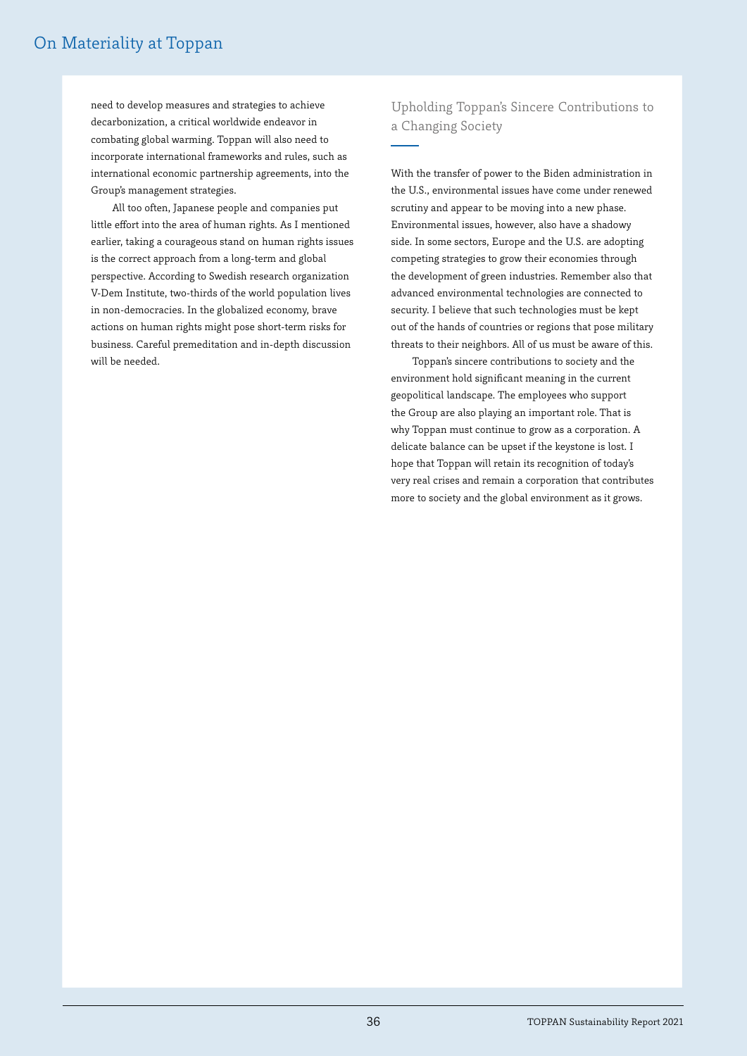need to develop measures and strategies to achieve decarbonization, a critical worldwide endeavor in combating global warming. Toppan will also need to incorporate international frameworks and rules, such as international economic partnership agreements, into the Group's management strategies.

All too often, Japanese people and companies put little effort into the area of human rights. As I mentioned earlier, taking a courageous stand on human rights issues is the correct approach from a long-term and global perspective. According to Swedish research organization V-Dem Institute, two-thirds of the world population lives in non-democracies. In the globalized economy, brave actions on human rights might pose short-term risks for business. Careful premeditation and in-depth discussion will be needed.

## Upholding Toppan's Sincere Contributions to a Changing Society

With the transfer of power to the Biden administration in the U.S., environmental issues have come under renewed scrutiny and appear to be moving into a new phase. Environmental issues, however, also have a shadowy side. In some sectors, Europe and the U.S. are adopting competing strategies to grow their economies through the development of green industries. Remember also that advanced environmental technologies are connected to security. I believe that such technologies must be kept out of the hands of countries or regions that pose military threats to their neighbors. All of us must be aware of this.

Toppan's sincere contributions to society and the environment hold significant meaning in the current geopolitical landscape. The employees who support the Group are also playing an important role. That is why Toppan must continue to grow as a corporation. A delicate balance can be upset if the keystone is lost. I hope that Toppan will retain its recognition of today's very real crises and remain a corporation that contributes more to society and the global environment as it grows.